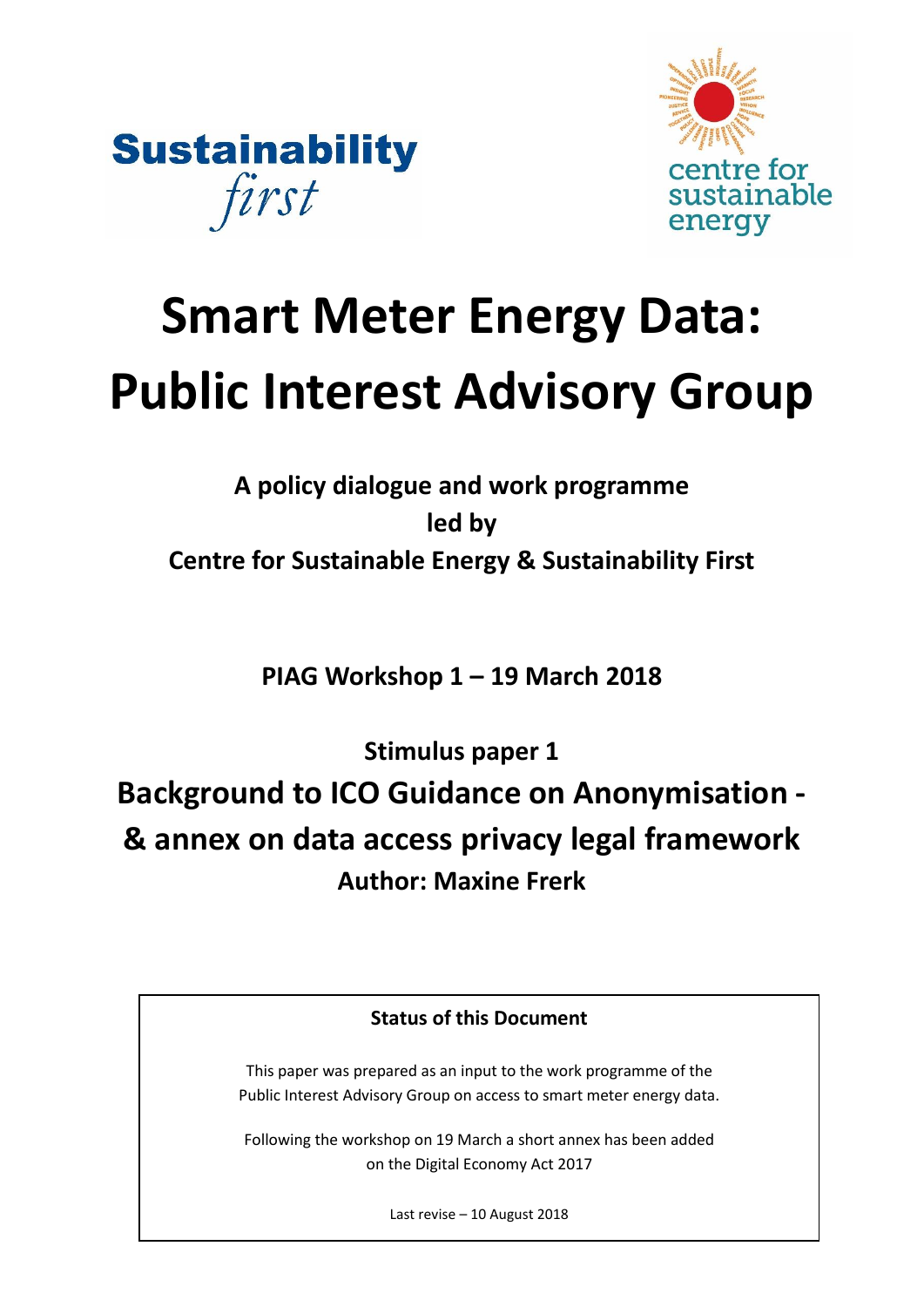Sustainability first

centre for sustainable energy

# Smart Meter Energy Data: Public Interest Advisory Group

**A policy dialogue and work programme led by Centre for Sustainable Energy & Sustainability First**

**PIAG Workshop 1 – 19 March 2018**

**Stimulus paper 1**

## Background to ICO Guidance on Anonymisation - & annex on data access privacy legal framework

**Author: Maxine Frerk**

**Status of this Document**

This paper was prepared as an input to the work programme of the Public Interest Advisory Group on access to smart meter energy data.

Following the workshop on 19 March a short annex has been added on the Digital Economy Act 2017

Last revise – 10 August 2018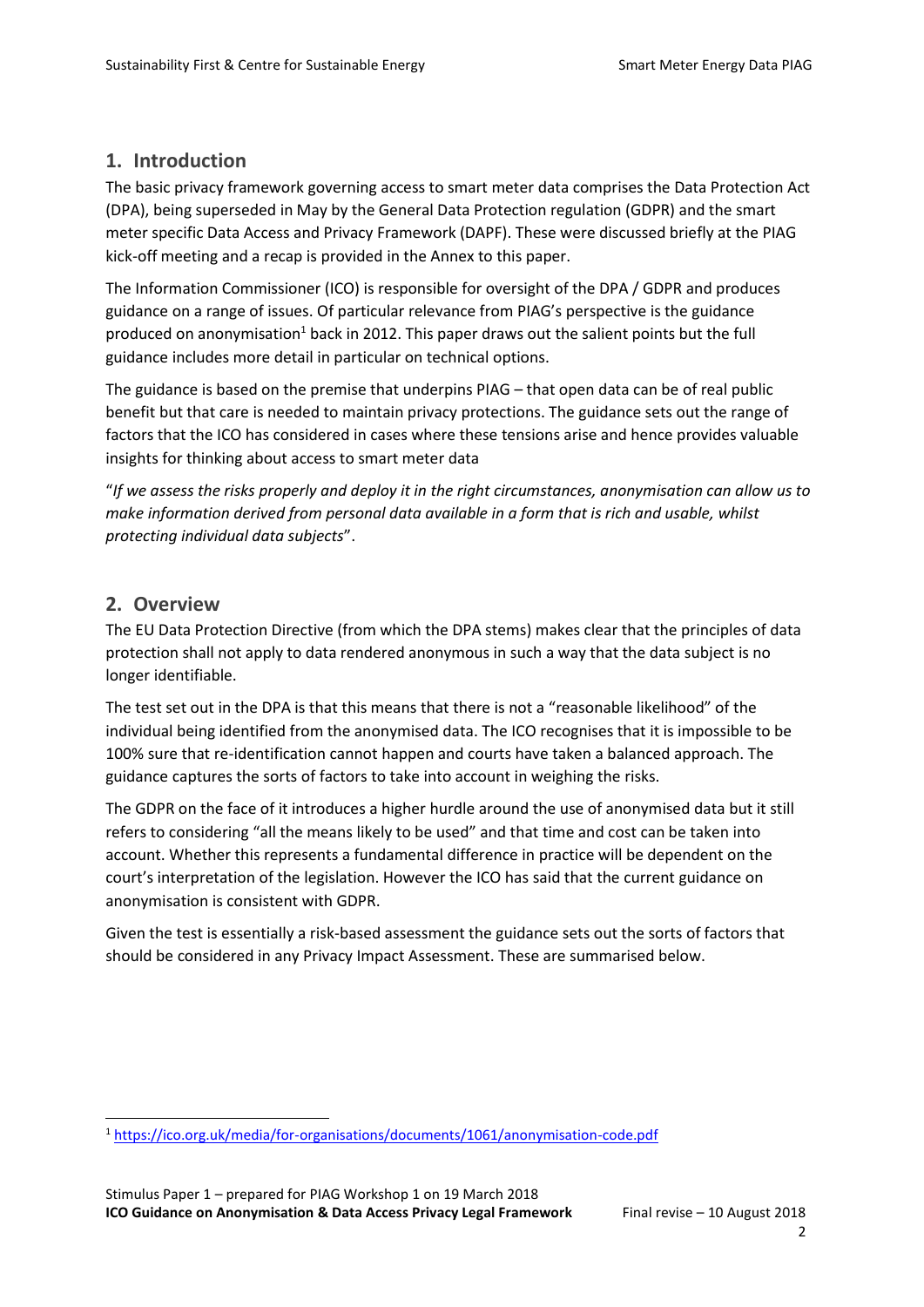## 1. Introduction

The basic privacy framework governing access to smart meter data comprises the Data Protection Act (DPA), being superseded in May by the General Data Protection regulation (GDPR) and the smart meter specific Data Access and Privacy Framework (DAPF). These were discussed briefly at the PIAG kick-off meeting and a recap is provided in the Annex to this paper.

The Information Commissioner (ICO) is responsible for oversight of the DPA / GDPR and produces guidance on a range of issues. Of particular relevance from PIAG's perspective is the guidance produced on anonymisation[1] back in 2012. This paper draws out the salient points but the full guidance includes more detail in particular on technical options.

The guidance is based on the premise that underpins PIAG – that open data can be of real public benefit but that care is needed to maintain privacy protections. The guidance sets out the range of factors that the ICO has considered in cases where these tensions arise and hence provides valuable insights for thinking about access to smart meter data

"*If we assess the risks properly and deploy it in the right circumstances, anonymisation can allow us to make information derived from personal data available in a form that is rich and usable, whilst protecting individual data subjects*".

## 2. Overview

The EU Data Protection Directive (from which the DPA stems) makes clear that the principles of data protection shall not apply to data rendered anonymous in such a way that the data subject is no longer identifiable.

The test set out in the DPA is that this means that there is not a "reasonable likelihood" of the individual being identified from the anonymised data. The ICO recognises that it is impossible to be 100% sure that re-identification cannot happen and courts have taken a balanced approach. The guidance captures the sorts of factors to take into account in weighing the risks.

The GDPR on the face of it introduces a higher hurdle around the use of anonymised data but it still refers to considering "all the means likely to be used" and that time and cost can be taken into account. Whether this represents a fundamental difference in practice will be dependent on the court's interpretation of the legislation. However the ICO has said that the current guidance on anonymisation is consistent with GDPR.

Given the test is essentially a risk-based assessment the guidance sets out the sorts of factors that should be considered in any Privacy Impact Assessment. These are summarised below.

---

[1] https://ico.org.uk/media/for-organisations/documents/1061/anonymisation-code.pdf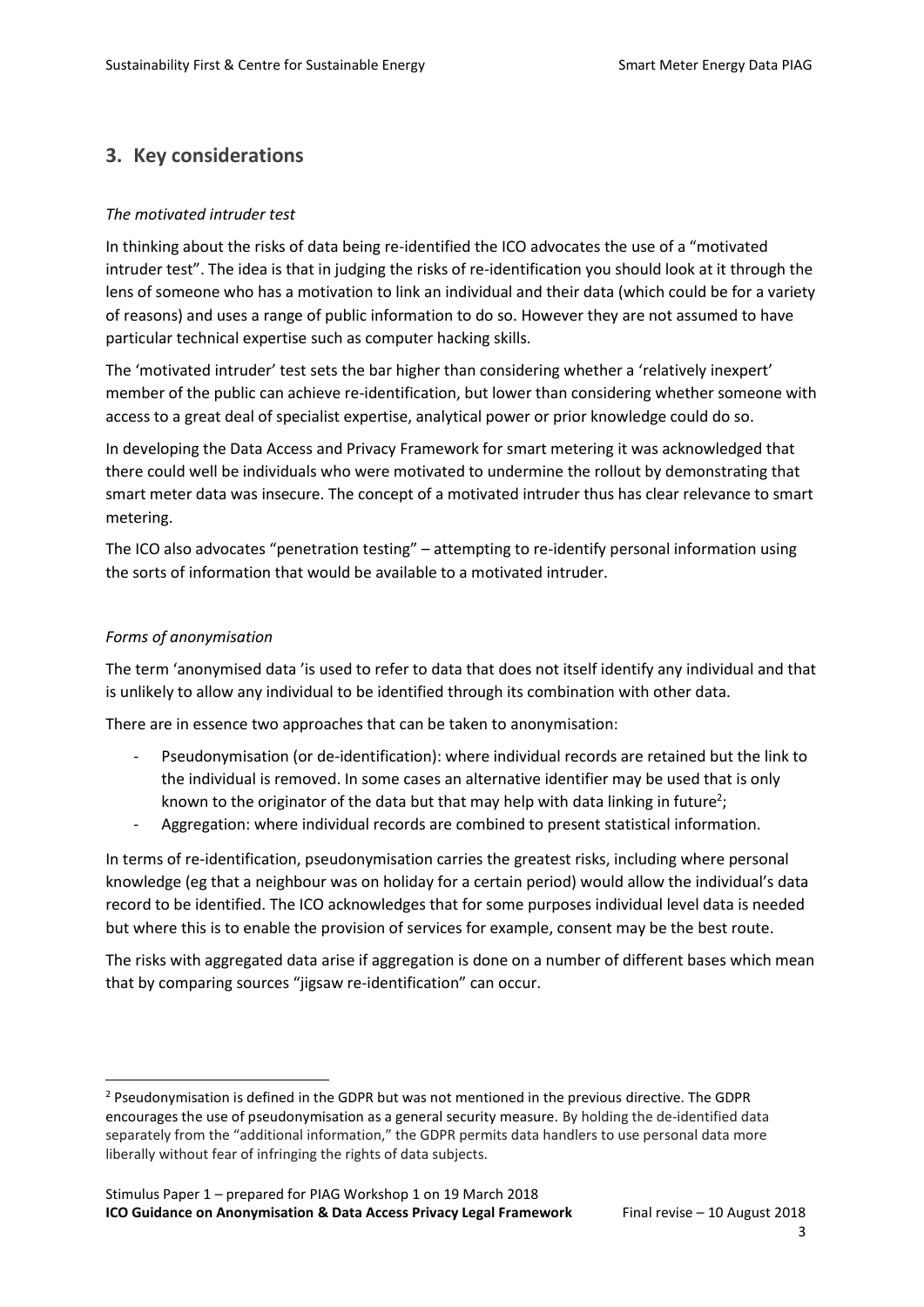## 3. Key considerations

*The motivated intruder test*

In thinking about the risks of data being re-identified the ICO advocates the use of a "motivated intruder test". The idea is that in judging the risks of re-identification you should look at it through the lens of someone who has a motivation to link an individual and their data (which could be for a variety of reasons) and uses a range of public information to do so. However they are not assumed to have particular technical expertise such as computer hacking skills.

The 'motivated intruder' test sets the bar higher than considering whether a 'relatively inexpert' member of the public can achieve re-identification, but lower than considering whether someone with access to a great deal of specialist expertise, analytical power or prior knowledge could do so.

In developing the Data Access and Privacy Framework for smart metering it was acknowledged that there could well be individuals who were motivated to undermine the rollout by demonstrating that smart meter data was insecure. The concept of a motivated intruder thus has clear relevance to smart metering.

The ICO also advocates "penetration testing" – attempting to re-identify personal information using the sorts of information that would be available to a motivated intruder.

*Forms of anonymisation*

The term 'anonymised data 'is used to refer to data that does not itself identify any individual and that is unlikely to allow any individual to be identified through its combination with other data.

There are in essence two approaches that can be taken to anonymisation:

- Pseudonymisation (or de-identification): where individual records are retained but the link to the individual is removed. In some cases an alternative identifier may be used that is only known to the originator of the data but that may help with data linking in future[2];
- Aggregation: where individual records are combined to present statistical information.

In terms of re-identification, pseudonymisation carries the greatest risks, including where personal knowledge (eg that a neighbour was on holiday for a certain period) would allow the individual's data record to be identified. The ICO acknowledges that for some purposes individual level data is needed but where this is to enable the provision of services for example, consent may be the best route.

The risks with aggregated data arise if aggregation is done on a number of different bases which mean that by comparing sources "jigsaw re-identification" can occur.

[2] Pseudonymisation is defined in the GDPR but was not mentioned in the previous directive. The GDPR encourages the use of pseudonymisation as a general security measure. By holding the de-identified data separately from the "additional information," the GDPR permits data handlers to use personal data more liberally without fear of infringing the rights of data subjects.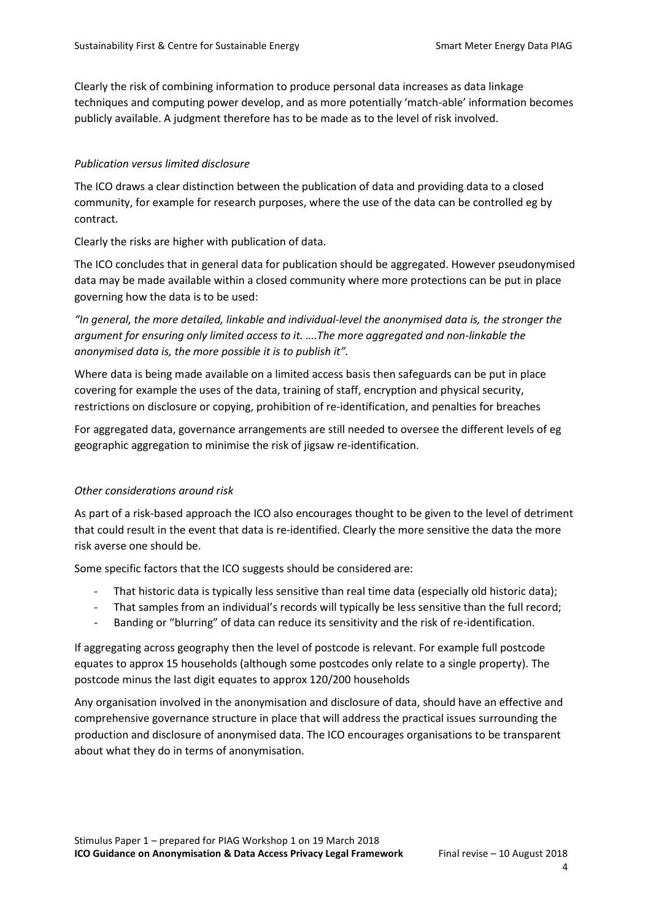Clearly the risk of combining information to produce personal data increases as data linkage techniques and computing power develop, and as more potentially 'match-able' information becomes publicly available. A judgment therefore has to be made as to the level of risk involved.

*Publication versus limited disclosure*

The ICO draws a clear distinction between the publication of data and providing data to a closed community, for example for research purposes, where the use of the data can be controlled eg by contract.

Clearly the risks are higher with publication of data.

The ICO concludes that in general data for publication should be aggregated. However pseudonymised data may be made available within a closed community where more protections can be put in place governing how the data is to be used:

*"In general, the more detailed, linkable and individual-level the anonymised data is, the stronger the argument for ensuring only limited access to it. ….The more aggregated and non-linkable the anonymised data is, the more possible it is to publish it".*

Where data is being made available on a limited access basis then safeguards can be put in place covering for example the uses of the data, training of staff, encryption and physical security, restrictions on disclosure or copying, prohibition of re-identification, and penalties for breaches

For aggregated data, governance arrangements are still needed to oversee the different levels of eg geographic aggregation to minimise the risk of jigsaw re-identification.

*Other considerations around risk*

As part of a risk-based approach the ICO also encourages thought to be given to the level of detriment that could result in the event that data is re-identified. Clearly the more sensitive the data the more risk averse one should be.

Some specific factors that the ICO suggests should be considered are:

- That historic data is typically less sensitive than real time data (especially old historic data);
- That samples from an individual's records will typically be less sensitive than the full record;
- Banding or "blurring" of data can reduce its sensitivity and the risk of re-identification.

If aggregating across geography then the level of postcode is relevant. For example full postcode equates to approx 15 households (although some postcodes only relate to a single property). The postcode minus the last digit equates to approx 120/200 households

Any organisation involved in the anonymisation and disclosure of data, should have an effective and comprehensive governance structure in place that will address the practical issues surrounding the production and disclosure of anonymised data. The ICO encourages organisations to be transparent about what they do in terms of anonymisation.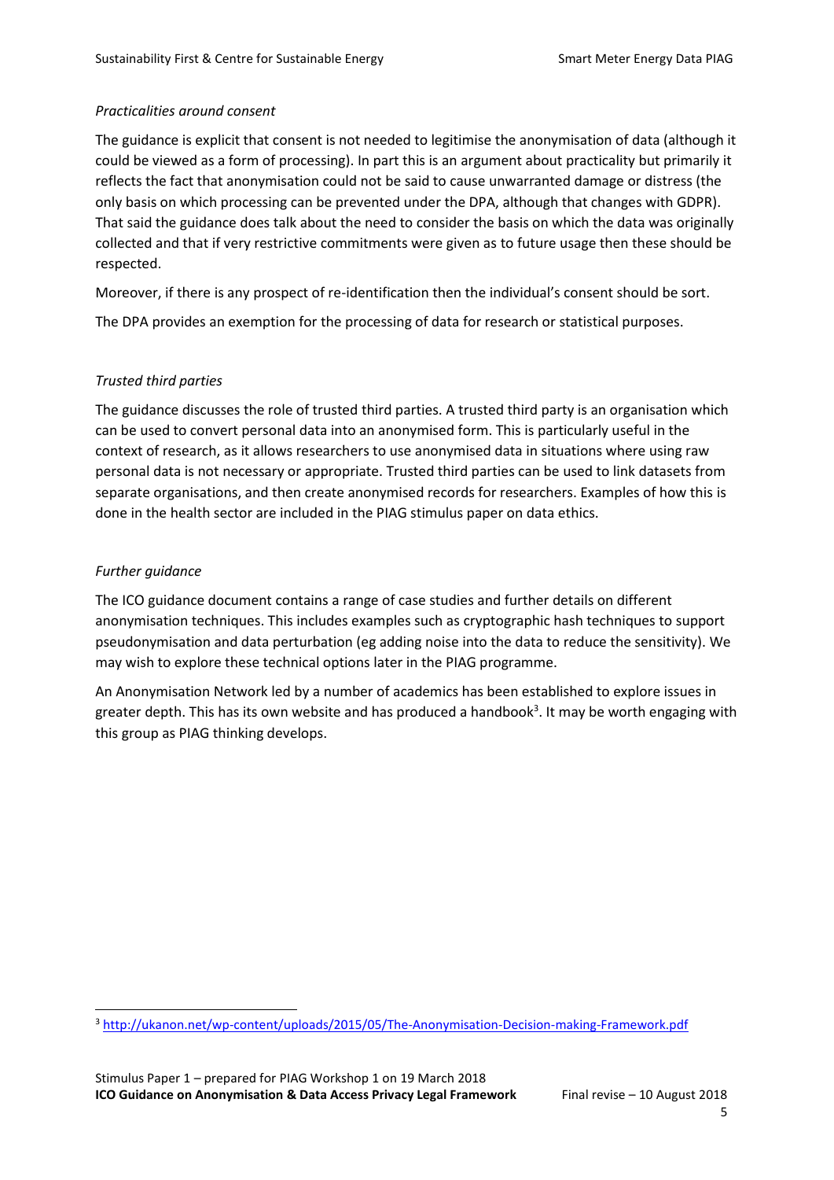*Practicalities around consent*

The guidance is explicit that consent is not needed to legitimise the anonymisation of data (although it could be viewed as a form of processing). In part this is an argument about practicality but primarily it reflects the fact that anonymisation could not be said to cause unwarranted damage or distress (the only basis on which processing can be prevented under the DPA, although that changes with GDPR). That said the guidance does talk about the need to consider the basis on which the data was originally collected and that if very restrictive commitments were given as to future usage then these should be respected.

Moreover, if there is any prospect of re-identification then the individual's consent should be sort.

The DPA provides an exemption for the processing of data for research or statistical purposes.

*Trusted third parties*

The guidance discusses the role of trusted third parties. A trusted third party is an organisation which can be used to convert personal data into an anonymised form. This is particularly useful in the context of research, as it allows researchers to use anonymised data in situations where using raw personal data is not necessary or appropriate. Trusted third parties can be used to link datasets from separate organisations, and then create anonymised records for researchers. Examples of how this is done in the health sector are included in the PIAG stimulus paper on data ethics.

*Further guidance*

The ICO guidance document contains a range of case studies and further details on different anonymisation techniques. This includes examples such as cryptographic hash techniques to support pseudonymisation and data perturbation (eg adding noise into the data to reduce the sensitivity). We may wish to explore these technical options later in the PIAG programme.

An Anonymisation Network led by a number of academics has been established to explore issues in greater depth. This has its own website and has produced a handbook[3]. It may be worth engaging with this group as PIAG thinking develops.

[3] http://ukanon.net/wp-content/uploads/2015/05/The-Anonymisation-Decision-making-Framework.pdf

Stimulus Paper 1 – prepared for PIAG Workshop 1 on 19 March 2018
**ICO Guidance on Anonymisation & Data Access Privacy Legal Framework** Final revise – 10 August 2018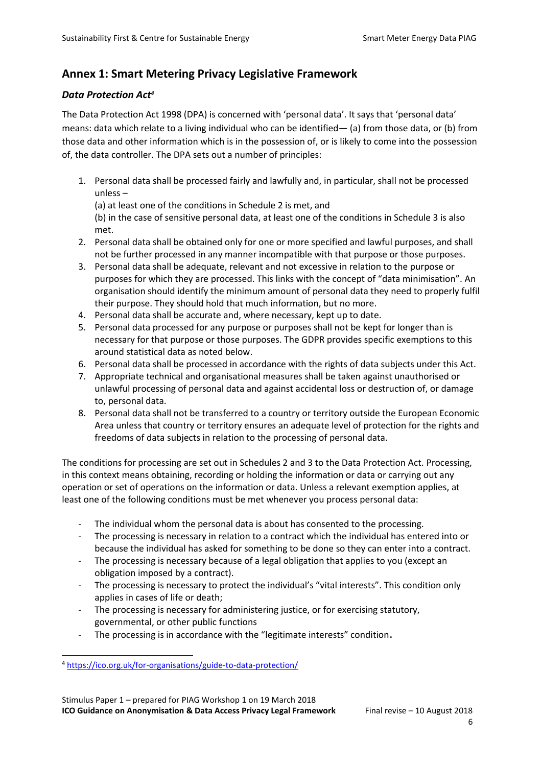## Annex 1: Smart Metering Privacy Legislative Framework

### *Data Protection Act*[4]

The Data Protection Act 1998 (DPA) is concerned with 'personal data'. It says that 'personal data' means: data which relate to a living individual who can be identified— (a) from those data, or (b) from those data and other information which is in the possession of, or is likely to come into the possession of, the data controller. The DPA sets out a number of principles:

1. Personal data shall be processed fairly and lawfully and, in particular, shall not be processed unless –
   (a) at least one of the conditions in Schedule 2 is met, and
   (b) in the case of sensitive personal data, at least one of the conditions in Schedule 3 is also met.
2. Personal data shall be obtained only for one or more specified and lawful purposes, and shall not be further processed in any manner incompatible with that purpose or those purposes.
3. Personal data shall be adequate, relevant and not excessive in relation to the purpose or purposes for which they are processed. This links with the concept of "data minimisation". An organisation should identify the minimum amount of personal data they need to properly fulfil their purpose. They should hold that much information, but no more.
4. Personal data shall be accurate and, where necessary, kept up to date.
5. Personal data processed for any purpose or purposes shall not be kept for longer than is necessary for that purpose or those purposes. The GDPR provides specific exemptions to this around statistical data as noted below.
6. Personal data shall be processed in accordance with the rights of data subjects under this Act.
7. Appropriate technical and organisational measures shall be taken against unauthorised or unlawful processing of personal data and against accidental loss or destruction of, or damage to, personal data.
8. Personal data shall not be transferred to a country or territory outside the European Economic Area unless that country or territory ensures an adequate level of protection for the rights and freedoms of data subjects in relation to the processing of personal data.

The conditions for processing are set out in Schedules 2 and 3 to the Data Protection Act. Processing, in this context means obtaining, recording or holding the information or data or carrying out any operation or set of operations on the information or data. Unless a relevant exemption applies, at least one of the following conditions must be met whenever you process personal data:

- The individual whom the personal data is about has consented to the processing.
- The processing is necessary in relation to a contract which the individual has entered into or because the individual has asked for something to be done so they can enter into a contract.
- The processing is necessary because of a legal obligation that applies to you (except an obligation imposed by a contract).
- The processing is necessary to protect the individual's "vital interests". This condition only applies in cases of life or death;
- The processing is necessary for administering justice, or for exercising statutory, governmental, or other public functions
- The processing is in accordance with the "legitimate interests" condition.

[4] https://ico.org.uk/for-organisations/guide-to-data-protection/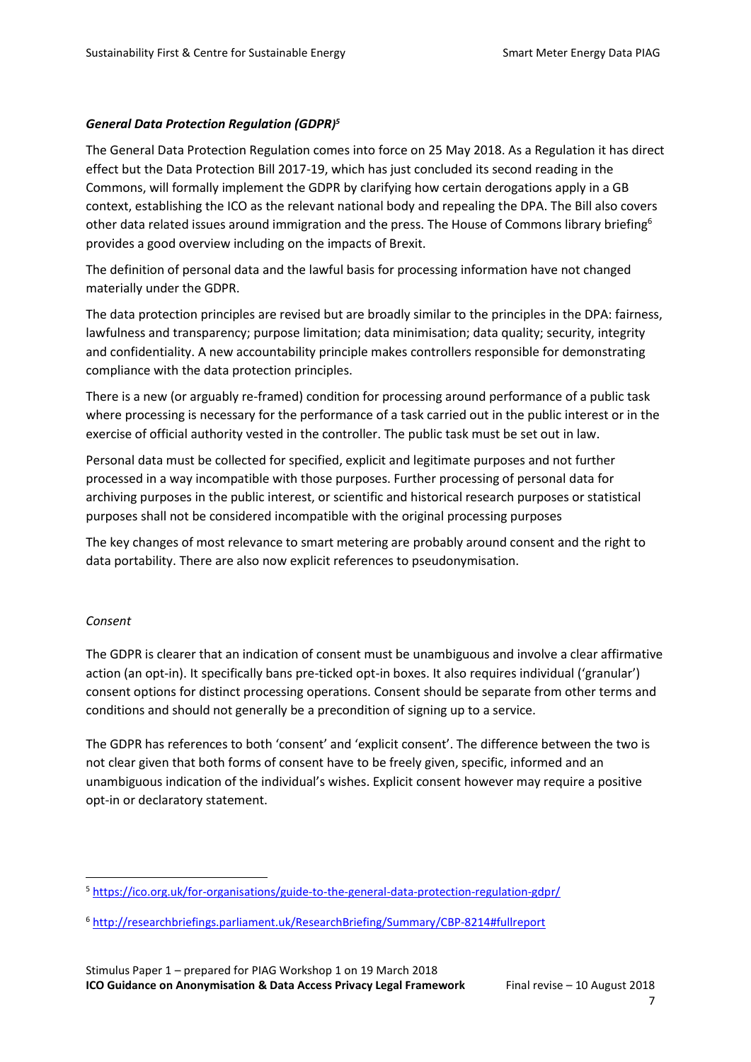### *General Data Protection Regulation (GDPR)*[5]

The General Data Protection Regulation comes into force on 25 May 2018. As a Regulation it has direct effect but the Data Protection Bill 2017-19, which has just concluded its second reading in the Commons, will formally implement the GDPR by clarifying how certain derogations apply in a GB context, establishing the ICO as the relevant national body and repealing the DPA. The Bill also covers other data related issues around immigration and the press. The House of Commons library briefing[6] provides a good overview including on the impacts of Brexit.

The definition of personal data and the lawful basis for processing information have not changed materially under the GDPR.

The data protection principles are revised but are broadly similar to the principles in the DPA: fairness, lawfulness and transparency; purpose limitation; data minimisation; data quality; security, integrity and confidentiality. A new accountability principle makes controllers responsible for demonstrating compliance with the data protection principles.

There is a new (or arguably re-framed) condition for processing around performance of a public task where processing is necessary for the performance of a task carried out in the public interest or in the exercise of official authority vested in the controller. The public task must be set out in law.

Personal data must be collected for specified, explicit and legitimate purposes and not further processed in a way incompatible with those purposes. Further processing of personal data for archiving purposes in the public interest, or scientific and historical research purposes or statistical purposes shall not be considered incompatible with the original processing purposes

The key changes of most relevance to smart metering are probably around consent and the right to data portability. There are also now explicit references to pseudonymisation.

#### *Consent*

The GDPR is clearer that an indication of consent must be unambiguous and involve a clear affirmative action (an opt-in). It specifically bans pre-ticked opt-in boxes. It also requires individual ('granular') consent options for distinct processing operations. Consent should be separate from other terms and conditions and should not generally be a precondition of signing up to a service.

The GDPR has references to both 'consent' and 'explicit consent'. The difference between the two is not clear given that both forms of consent have to be freely given, specific, informed and an unambiguous indication of the individual's wishes. Explicit consent however may require a positive opt-in or declaratory statement.

---

[5] https://ico.org.uk/for-organisations/guide-to-the-general-data-protection-regulation-gdpr/

[6] http://researchbriefings.parliament.uk/ResearchBriefing/Summary/CBP-8214#fullreport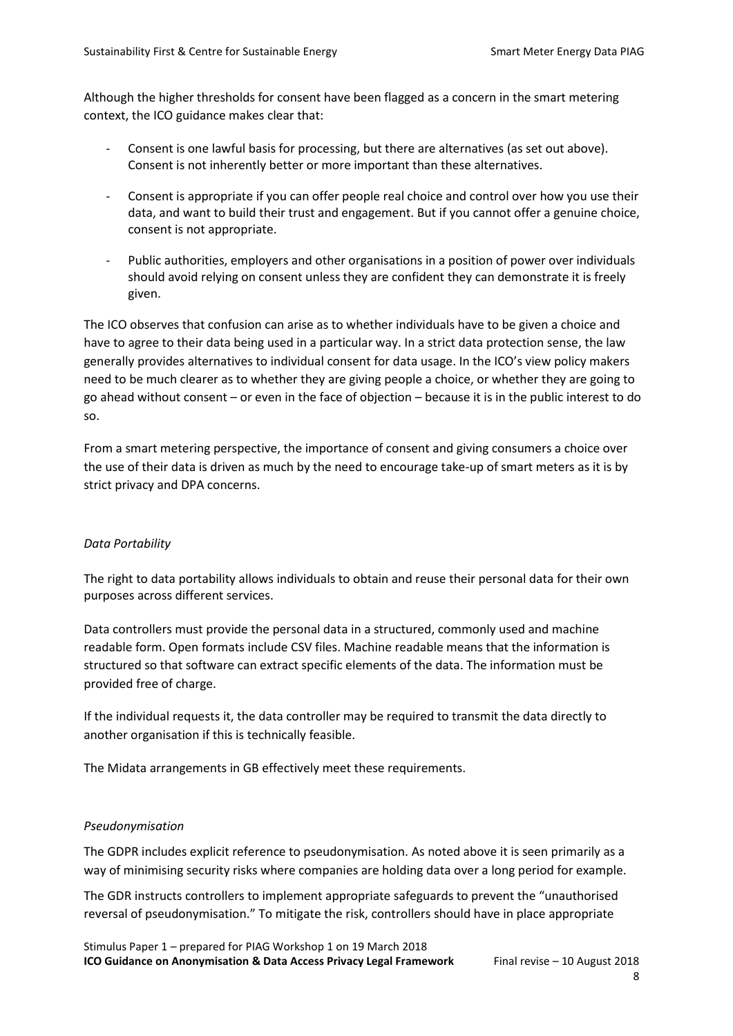Although the higher thresholds for consent have been flagged as a concern in the smart metering context, the ICO guidance makes clear that:

- Consent is one lawful basis for processing, but there are alternatives (as set out above). Consent is not inherently better or more important than these alternatives.
- Consent is appropriate if you can offer people real choice and control over how you use their data, and want to build their trust and engagement. But if you cannot offer a genuine choice, consent is not appropriate.
- Public authorities, employers and other organisations in a position of power over individuals should avoid relying on consent unless they are confident they can demonstrate it is freely given.

The ICO observes that confusion can arise as to whether individuals have to be given a choice and have to agree to their data being used in a particular way. In a strict data protection sense, the law generally provides alternatives to individual consent for data usage. In the ICO's view policy makers need to be much clearer as to whether they are giving people a choice, or whether they are going to go ahead without consent – or even in the face of objection – because it is in the public interest to do so.

From a smart metering perspective, the importance of consent and giving consumers a choice over the use of their data is driven as much by the need to encourage take-up of smart meters as it is by strict privacy and DPA concerns.

*Data Portability*

The right to data portability allows individuals to obtain and reuse their personal data for their own purposes across different services.

Data controllers must provide the personal data in a structured, commonly used and machine readable form. Open formats include CSV files. Machine readable means that the information is structured so that software can extract specific elements of the data. The information must be provided free of charge.

If the individual requests it, the data controller may be required to transmit the data directly to another organisation if this is technically feasible.

The Midata arrangements in GB effectively meet these requirements.

*Pseudonymisation*

The GDPR includes explicit reference to pseudonymisation. As noted above it is seen primarily as a way of minimising security risks where companies are holding data over a long period for example.

The GDR instructs controllers to implement appropriate safeguards to prevent the "unauthorised reversal of pseudonymisation." To mitigate the risk, controllers should have in place appropriate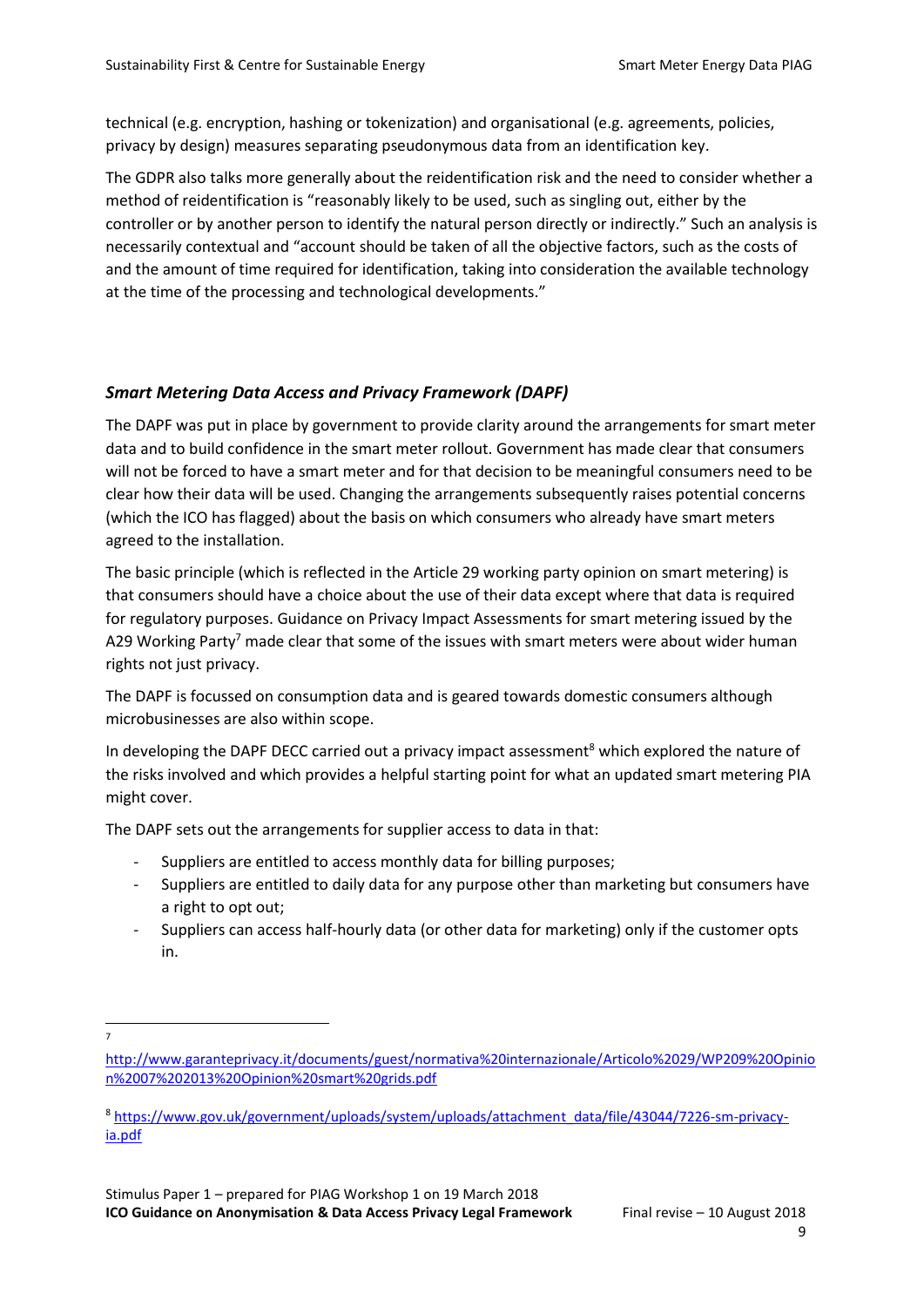technical (e.g. encryption, hashing or tokenization) and organisational (e.g. agreements, policies, privacy by design) measures separating pseudonymous data from an identification key.

The GDPR also talks more generally about the reidentification risk and the need to consider whether a method of reidentification is "reasonably likely to be used, such as singling out, either by the controller or by another person to identify the natural person directly or indirectly." Such an analysis is necessarily contextual and "account should be taken of all the objective factors, such as the costs of and the amount of time required for identification, taking into consideration the available technology at the time of the processing and technological developments."

### *Smart Metering Data Access and Privacy Framework (DAPF)*

The DAPF was put in place by government to provide clarity around the arrangements for smart meter data and to build confidence in the smart meter rollout. Government has made clear that consumers will not be forced to have a smart meter and for that decision to be meaningful consumers need to be clear how their data will be used. Changing the arrangements subsequently raises potential concerns (which the ICO has flagged) about the basis on which consumers who already have smart meters agreed to the installation.

The basic principle (which is reflected in the Article 29 working party opinion on smart metering) is that consumers should have a choice about the use of their data except where that data is required for regulatory purposes. Guidance on Privacy Impact Assessments for smart metering issued by the A29 Working Party[7] made clear that some of the issues with smart meters were about wider human rights not just privacy.

The DAPF is focussed on consumption data and is geared towards domestic consumers although microbusinesses are also within scope.

In developing the DAPF DECC carried out a privacy impact assessment[8] which explored the nature of the risks involved and which provides a helpful starting point for what an updated smart metering PIA might cover.

The DAPF sets out the arrangements for supplier access to data in that:

- Suppliers are entitled to access monthly data for billing purposes;
- Suppliers are entitled to daily data for any purpose other than marketing but consumers have a right to opt out;
- Suppliers can access half-hourly data (or other data for marketing) only if the customer opts in.

---

[7] http://www.garanteprivacy.it/documents/guest/normativa%20internazionale/Articolo%2029/WP209%20Opinion%2007%202013%20Opinion%20smart%20grids.pdf

[8] https://www.gov.uk/government/uploads/system/uploads/attachment_data/file/43044/7226-sm-privacy-ia.pdf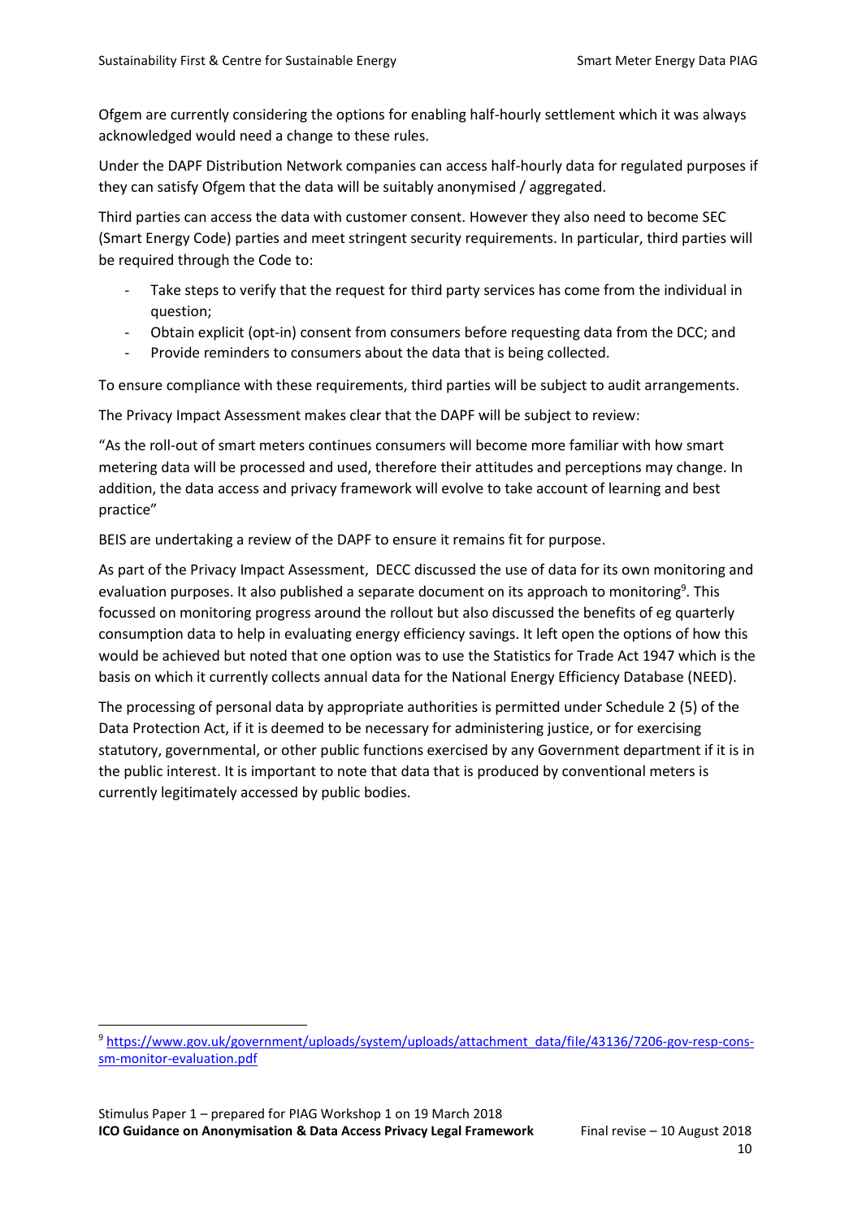Ofgem are currently considering the options for enabling half-hourly settlement which it was always acknowledged would need a change to these rules.

Under the DAPF Distribution Network companies can access half-hourly data for regulated purposes if they can satisfy Ofgem that the data will be suitably anonymised / aggregated.

Third parties can access the data with customer consent. However they also need to become SEC (Smart Energy Code) parties and meet stringent security requirements. In particular, third parties will be required through the Code to:

- Take steps to verify that the request for third party services has come from the individual in question;
- Obtain explicit (opt-in) consent from consumers before requesting data from the DCC; and
- Provide reminders to consumers about the data that is being collected.

To ensure compliance with these requirements, third parties will be subject to audit arrangements.

The Privacy Impact Assessment makes clear that the DAPF will be subject to review:

"As the roll-out of smart meters continues consumers will become more familiar with how smart metering data will be processed and used, therefore their attitudes and perceptions may change. In addition, the data access and privacy framework will evolve to take account of learning and best practice"

BEIS are undertaking a review of the DAPF to ensure it remains fit for purpose.

As part of the Privacy Impact Assessment, DECC discussed the use of data for its own monitoring and evaluation purposes. It also published a separate document on its approach to monitoring[9]. This focussed on monitoring progress around the rollout but also discussed the benefits of eg quarterly consumption data to help in evaluating energy efficiency savings. It left open the options of how this would be achieved but noted that one option was to use the Statistics for Trade Act 1947 which is the basis on which it currently collects annual data for the National Energy Efficiency Database (NEED).

The processing of personal data by appropriate authorities is permitted under Schedule 2 (5) of the Data Protection Act, if it is deemed to be necessary for administering justice, or for exercising statutory, governmental, or other public functions exercised by any Government department if it is in the public interest. It is important to note that data that is produced by conventional meters is currently legitimately accessed by public bodies.

[9] https://www.gov.uk/government/uploads/system/uploads/attachment_data/file/43136/7206-gov-resp-cons-sm-monitor-evaluation.pdf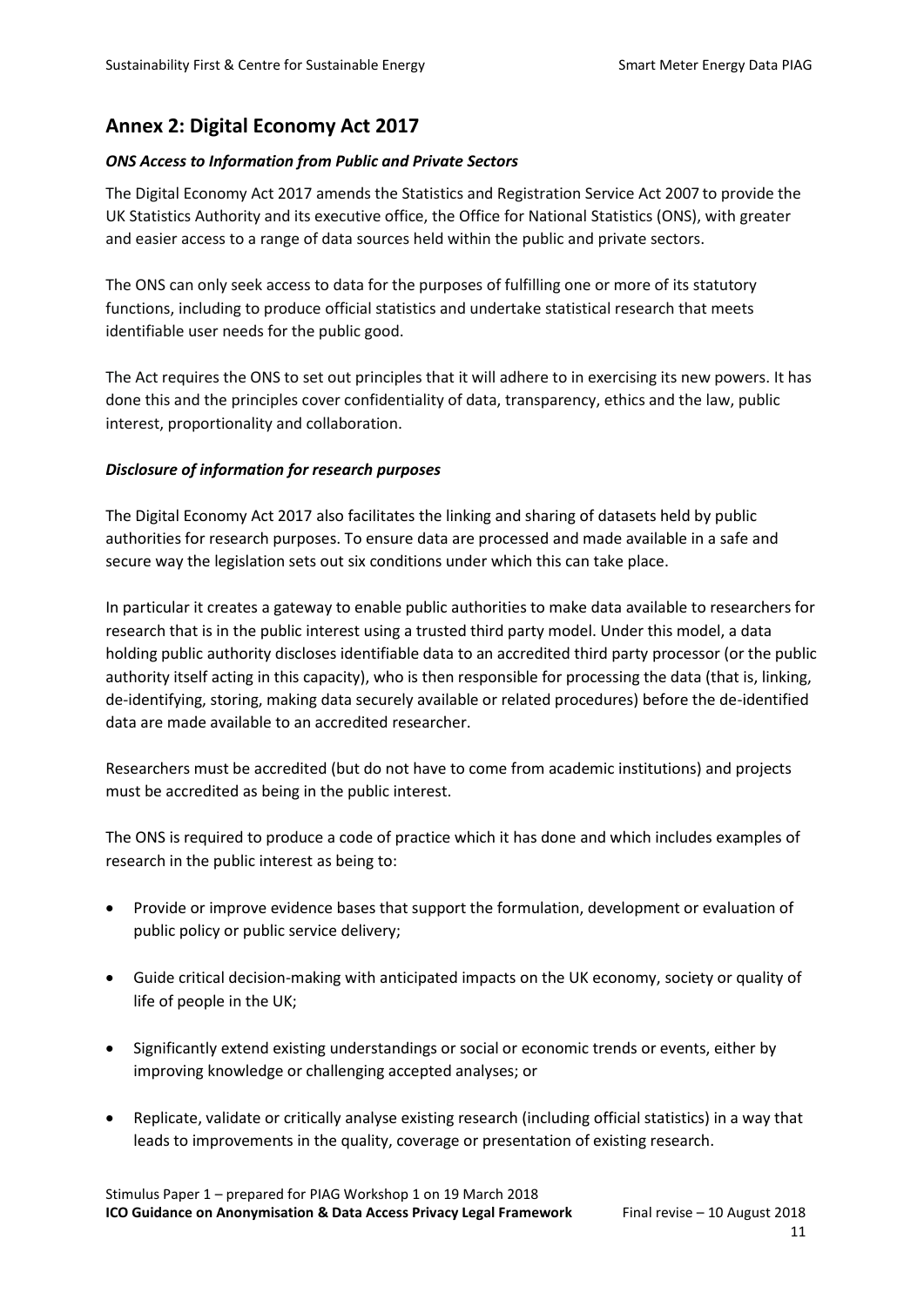## Annex 2: Digital Economy Act 2017

### *ONS Access to Information from Public and Private Sectors*

The Digital Economy Act 2017 amends the Statistics and Registration Service Act 2007 to provide the UK Statistics Authority and its executive office, the Office for National Statistics (ONS), with greater and easier access to a range of data sources held within the public and private sectors.

The ONS can only seek access to data for the purposes of fulfilling one or more of its statutory functions, including to produce official statistics and undertake statistical research that meets identifiable user needs for the public good.

The Act requires the ONS to set out principles that it will adhere to in exercising its new powers. It has done this and the principles cover confidentiality of data, transparency, ethics and the law, public interest, proportionality and collaboration.

### *Disclosure of information for research purposes*

The Digital Economy Act 2017 also facilitates the linking and sharing of datasets held by public authorities for research purposes. To ensure data are processed and made available in a safe and secure way the legislation sets out six conditions under which this can take place.

In particular it creates a gateway to enable public authorities to make data available to researchers for research that is in the public interest using a trusted third party model. Under this model, a data holding public authority discloses identifiable data to an accredited third party processor (or the public authority itself acting in this capacity), who is then responsible for processing the data (that is, linking, de-identifying, storing, making data securely available or related procedures) before the de-identified data are made available to an accredited researcher.

Researchers must be accredited (but do not have to come from academic institutions) and projects must be accredited as being in the public interest.

The ONS is required to produce a code of practice which it has done and which includes examples of research in the public interest as being to:

- Provide or improve evidence bases that support the formulation, development or evaluation of public policy or public service delivery;
- Guide critical decision-making with anticipated impacts on the UK economy, society or quality of life of people in the UK;
- Significantly extend existing understandings or social or economic trends or events, either by improving knowledge or challenging accepted analyses; or
- Replicate, validate or critically analyse existing research (including official statistics) in a way that leads to improvements in the quality, coverage or presentation of existing research.